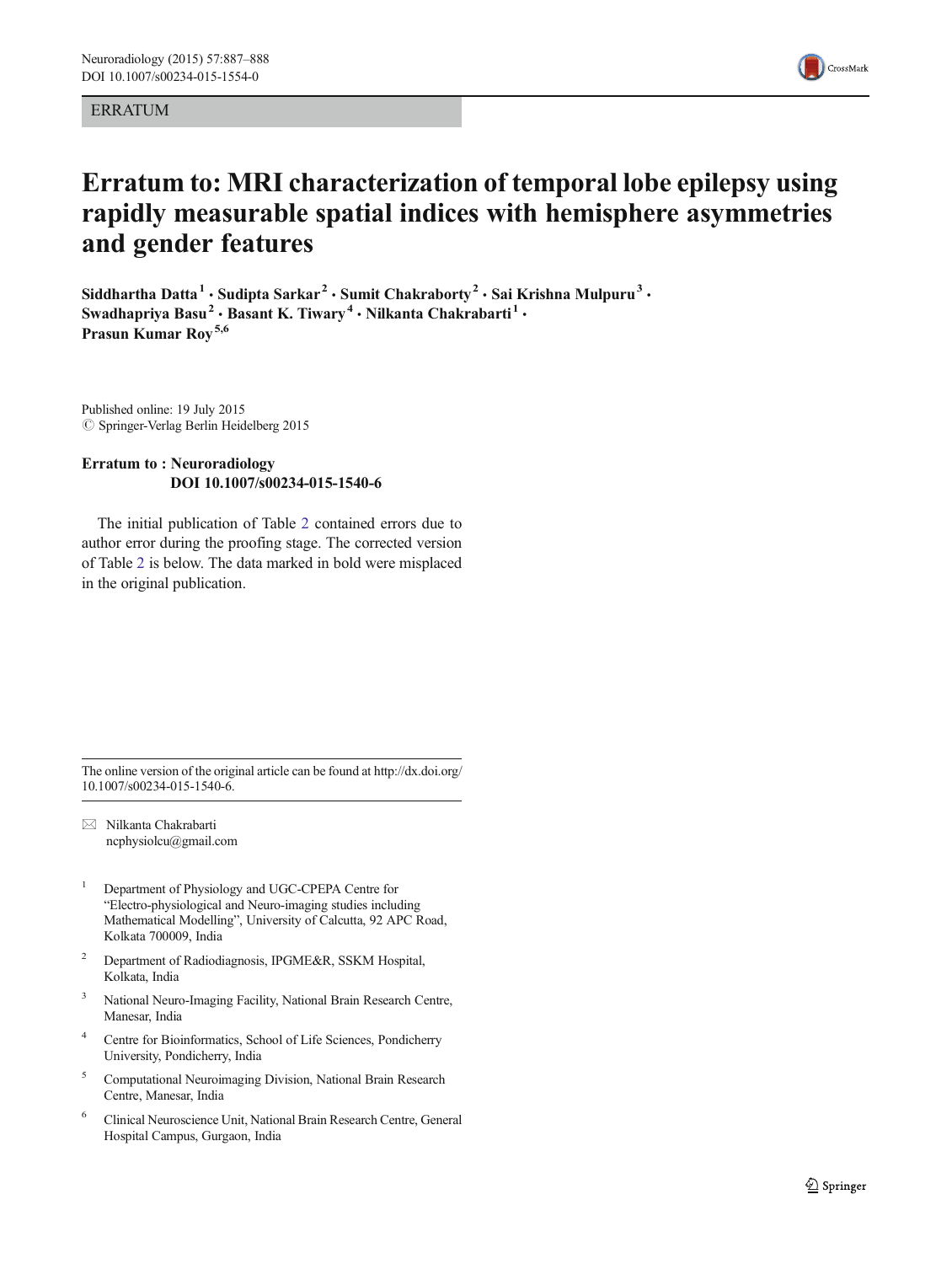ERRATUM

# Erratum to: MRI characterization of temporal lobe epilepsy using rapidly measurable spatial indices with hemisphere asymmetries and gender features

**Siddhartha Datta[1] · Sudipta Sarkar[2] · Sumit Chakraborty[2] · Sai Krishna Mulpuru[3] · Swadhapriya Basu[2] · Basant K. Tiwary[4] · Nilkanta Chakrabarti[1] · Prasun Kumar Roy[5,6]**

Published online: 19 July 2015
© Springer-Verlag Berlin Heidelberg 2015

**Erratum to : Neuroradiology**
**DOI 10.1007/s00234-015-1540-6**

The initial publication of Table 2 contained errors due to author error during the proofing stage. The corrected version of Table 2 is below. The data marked in bold were misplaced in the original publication.

---

The online version of the original article can be found at http://dx.doi.org/10.1007/s00234-015-1540-6.

✉ Nilkanta Chakrabarti
ncphysiolcu@gmail.com

[1] Department of Physiology and UGC-CPEPA Centre for "Electro-physiological and Neuro-imaging studies including Mathematical Modelling", University of Calcutta, 92 APC Road, Kolkata 700009, India

[2] Department of Radiodiagnosis, IPGME&R, SSKM Hospital, Kolkata, India

[3] National Neuro-Imaging Facility, National Brain Research Centre, Manesar, India

[4] Centre for Bioinformatics, School of Life Sciences, Pondicherry University, Pondicherry, India

[5] Computational Neuroimaging Division, National Brain Research Centre, Manesar, India

[6] Clinical Neuroscience Unit, National Brain Research Centre, General Hospital Campus, Gurgaon, India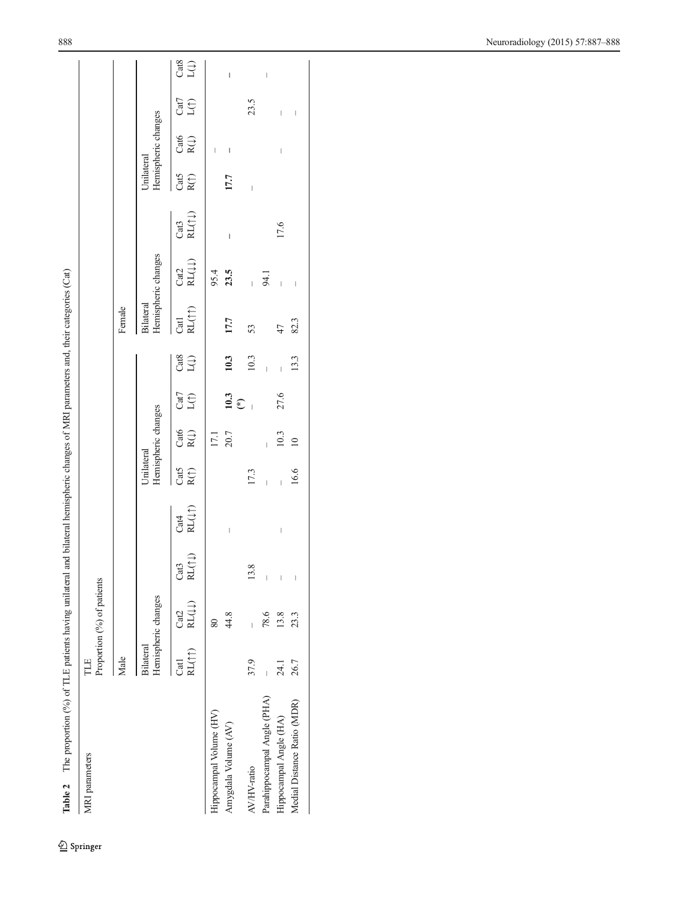**Table 2** The proportion (%) of TLE patients having unilateral and bilateral hemispheric changes of MRI parameters and, their categories (Cat)

| MRI parameters | TLE Proportion (%) of patients | | | | | | | | | | | | | | |
|---|---|---|---|---|---|---|---|---|---|---|---|---|---|---|---|
| | Male | | | | | | | | Female | | | | | | |
| | Bilateral Hemispheric changes | | | | Unilateral Hemispheric changes | | | | Bilateral Hemispheric changes | | | Unilateral Hemispheric changes | | | |
| | Cat1 RL(↑↑) | Cat2 RL(↓↓) | Cat3 RL(↑↓) | Cat4 RL(↓↑) | Cat5 R(↑) | Cat6 R(↓) | Cat7 L(↑) | Cat8 L(↓) | Cat1 RL(↑↑) | Cat2 RL(↓↓) | Cat3 RL(↑↓) | Cat5 R(↑) | Cat6 R(↓) | Cat7 L(↑) | Cat8 L(↓) |
| Hippocampal Volume (HV) | | 80 | | | | 17.1 | | | | 95.4 | | | – | | |
| Amygdala Volume (AV) | | 44.8 | | – | | 20.7 | **10.3** (*) | **10.3** | **17.7** | **23.5** | – | **17.7** | – | | – |
| AV/HV-ratio | 37.9 | – | 13.8 | | 17.3 | | – | 10.3 | 53 | – | | – | | 23.5 | |
| Parahippocampal Angle (PHA) | – | 78.6 | – | | – | – | | – | | 94.1 | | | | | – |
| Hippocampal Angle (HA) | 24.1 | 13.8 | – | – | – | 10.3 | 27.6 | – | 47 | – | 17.6 | | – | – | |
| Medial Distance Ratio (MDR) | 26.7 | 23.3 | – | | 16.6 | 10 | | 13.3 | 82.3 | – | | | | – | |